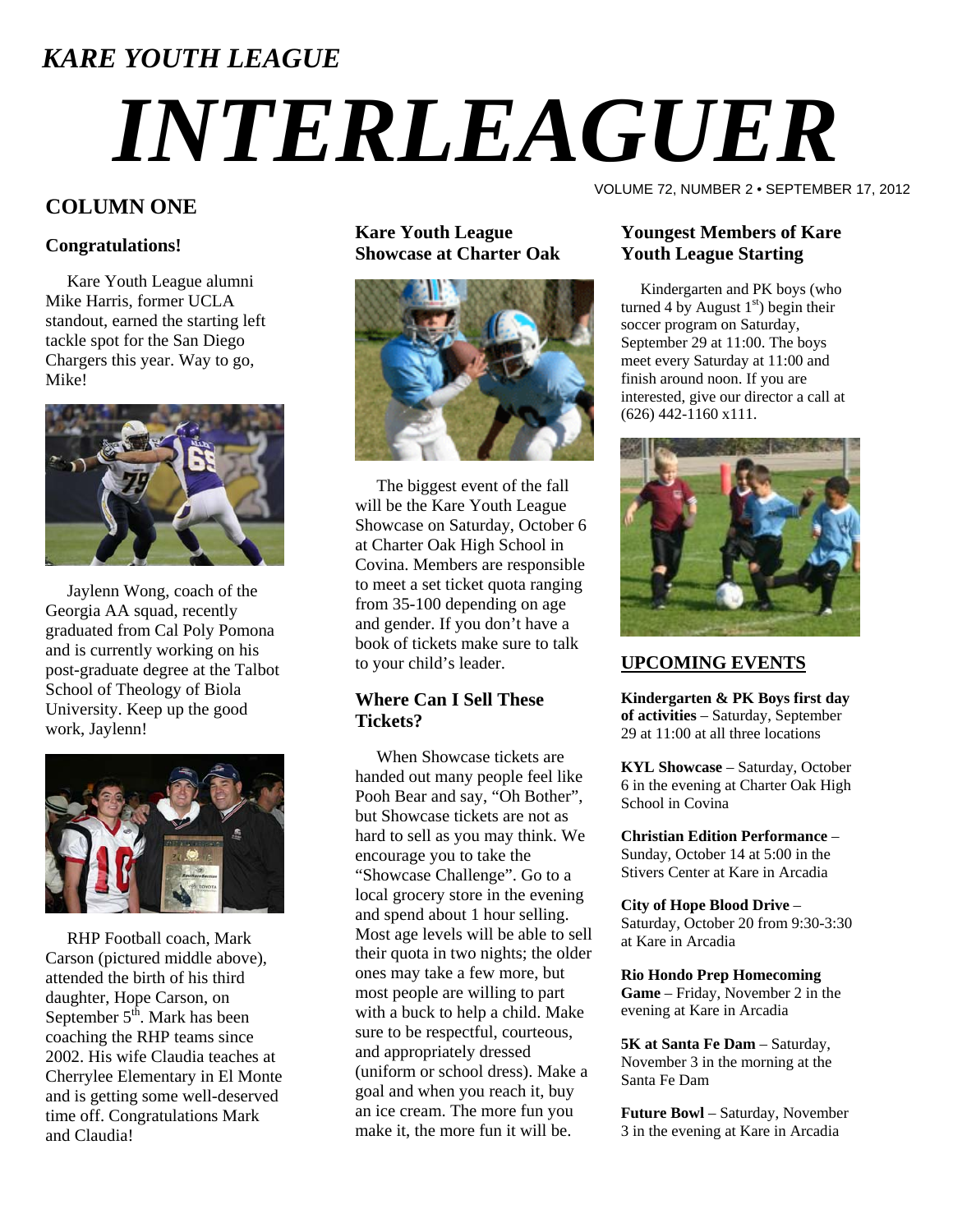*KARE YOUTH LEAGUE*

# *INTERLEAGUER*

VOLUME 72, NUMBER 2 • SEPTEMBER 17, 2012

## COLUMN ONE

### Congratulations!

Kare Youth League alumni Mike Harris, former UCLA standout, earned the starting left tackle spot for the San Diego Chargers this year. Way to go, Mike!

Jaylenn Wong, coach of the Georgia AA squad, recently graduated from Cal Poly Pomona and is currently working on his post-graduate degree at the Talbot School of Theology of Biola University. Keep up the good work, Jaylenn!

RHP Football coach, Mark Carson (pictured middle above), attended the birth of his third daughter, Hope Carson, on September 5th. Mark has been coaching the RHP teams since 2002. His wife Claudia teaches at Cherrylee Elementary in El Monte and is getting some well-deserved time off. Congratulations Mark and Claudia!

### Kare Youth League Showcase at Charter Oak

The biggest event of the fall will be the Kare Youth League Showcase on Saturday, October 6 at Charter Oak High School in Covina. Members are responsible to meet a set ticket quota ranging from 35-100 depending on age and gender. If you don't have a book of tickets make sure to talk to your child's leader.

### Where Can I Sell These Tickets?

When Showcase tickets are handed out many people feel like Pooh Bear and say, "Oh Bother", but Showcase tickets are not as hard to sell as you may think. We encourage you to take the "Showcase Challenge". Go to a local grocery store in the evening and spend about 1 hour selling. Most age levels will be able to sell their quota in two nights; the older ones may take a few more, but most people are willing to part with a buck to help a child. Make sure to be respectful, courteous, and appropriately dressed (uniform or school dress). Make a goal and when you reach it, buy an ice cream. The more fun you make it, the more fun it will be.

### Youngest Members of Kare Youth League Starting

Kindergarten and PK boys (who turned 4 by August 1st) begin their soccer program on Saturday, September 29 at 11:00. The boys meet every Saturday at 11:00 and finish around noon. If you are interested, give our director a call at (626) 442-1160 x111.

### UPCOMING EVENTS

**Kindergarten & PK Boys first day of activities** – Saturday, September 29 at 11:00 at all three locations

**KYL Showcase** – Saturday, October 6 in the evening at Charter Oak High School in Covina

**Christian Edition Performance** – Sunday, October 14 at 5:00 in the Stivers Center at Kare in Arcadia

**City of Hope Blood Drive** – Saturday, October 20 from 9:30-3:30 at Kare in Arcadia

**Rio Hondo Prep Homecoming Game** – Friday, November 2 in the evening at Kare in Arcadia

**5K at Santa Fe Dam** – Saturday, November 3 in the morning at the Santa Fe Dam

**Future Bowl** – Saturday, November 3 in the evening at Kare in Arcadia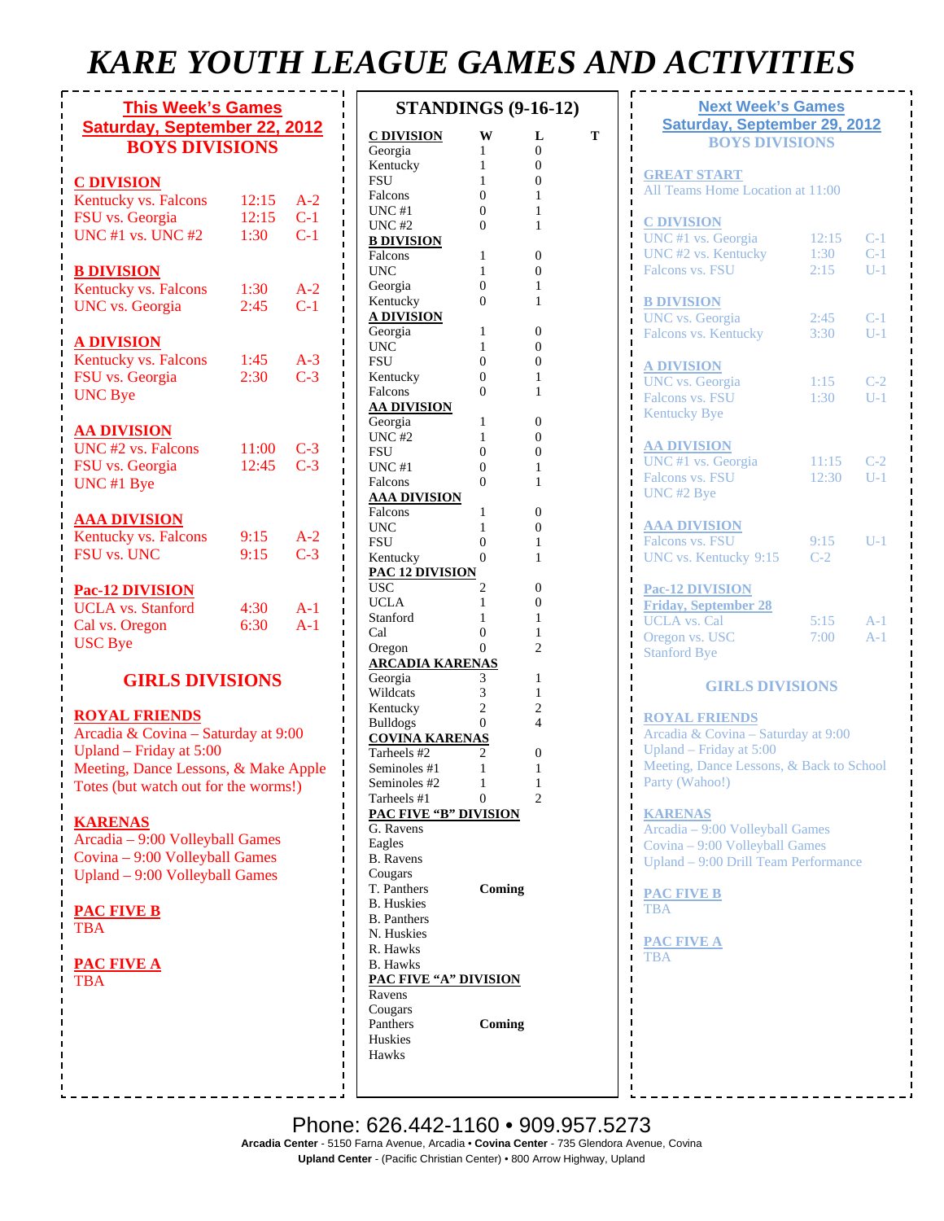# KARE YOUTH LEAGUE GAMES AND ACTIVITIES

## This Week's Games
## Saturday, September 22, 2012
## BOYS DIVISIONS

**C DIVISION**

| | | |
|---|---|---|
| Kentucky vs. Falcons | 12:15 | A-2 |
| FSU vs. Georgia | 12:15 | C-1 |
| UNC #1 vs. UNC #2 | 1:30 | C-1 |

**B DIVISION**

| | | |
|---|---|---|
| Kentucky vs. Falcons | 1:30 | A-2 |
| UNC vs. Georgia | 2:45 | C-1 |

**A DIVISION**

| | | |
|---|---|---|
| Kentucky vs. Falcons | 1:45 | A-3 |
| FSU vs. Georgia | 2:30 | C-3 |
| UNC Bye | | |

**AA DIVISION**

| | | |
|---|---|---|
| UNC #2 vs. Falcons | 11:00 | C-3 |
| FSU vs. Georgia | 12:45 | C-3 |
| UNC #1 Bye | | |

**AAA DIVISION**

| | | |
|---|---|---|
| Kentucky vs. Falcons | 9:15 | A-2 |
| FSU vs. UNC | 9:15 | C-3 |

**Pac-12 DIVISION**

| | | |
|---|---|---|
| UCLA vs. Stanford | 4:30 | A-1 |
| Cal vs. Oregon | 6:30 | A-1 |
| USC Bye | | |

## GIRLS DIVISIONS

**ROYAL FRIENDS**

Arcadia & Covina – Saturday at 9:00
Upland – Friday at 5:00
Meeting, Dance Lessons, & Make Apple Totes (but watch out for the worms!)

**KARENAS**

Arcadia – 9:00 Volleyball Games
Covina – 9:00 Volleyball Games
Upland – 9:00 Volleyball Games

**PAC FIVE B**

TBA

**PAC FIVE A**

TBA

## STANDINGS (9-16-12)

| C DIVISION | W | L | T |
|---|---|---|---|
| Georgia | 1 | 0 | |
| Kentucky | 1 | 0 | |
| FSU | 1 | 0 | |
| Falcons | 0 | 1 | |
| UNC #1 | 0 | 1 | |
| UNC #2 | 0 | 1 | |
| **B DIVISION** | | | |
| Falcons | 1 | 0 | |
| UNC | 1 | 0 | |
| Georgia | 0 | 1 | |
| Kentucky | 0 | 1 | |
| **A DIVISION** | | | |
| Georgia | 1 | 0 | |
| UNC | 1 | 0 | |
| FSU | 0 | 0 | |
| Kentucky | 0 | 1 | |
| Falcons | 0 | 1 | |
| **AA DIVISION** | | | |
| Georgia | 1 | 0 | |
| UNC #2 | 1 | 0 | |
| FSU | 0 | 0 | |
| UNC #1 | 0 | 1 | |
| Falcons | 0 | 1 | |
| **AAA DIVISION** | | | |
| Falcons | 1 | 0 | |
| UNC | 1 | 0 | |
| FSU | 0 | 1 | |
| Kentucky | 0 | 1 | |
| **PAC 12 DIVISION** | | | |
| USC | 2 | 0 | |
| UCLA | 1 | 0 | |
| Stanford | 1 | 1 | |
| Cal | 0 | 1 | |
| Oregon | 0 | 2 | |
| **ARCADIA KARENAS** | | | |
| Georgia | 3 | 1 | |
| Wildcats | 3 | 1 | |
| Kentucky | 2 | 2 | |
| Bulldogs | 0 | 4 | |
| **COVINA KARENAS** | | | |
| Tarheels #2 | 2 | 0 | |
| Seminoles #1 | 1 | 1 | |
| Seminoles #2 | 1 | 1 | |
| Tarheels #1 | 0 | 2 | |
| **PAC FIVE "B" DIVISION** | | | |
| G. Ravens | | | |
| Eagles | | | |
| B. Ravens | | | |
| Cougars | | | |
| T. Panthers | Coming | | |
| B. Huskies | | | |
| B. Panthers | | | |
| N. Huskies | | | |
| R. Hawks | | | |
| B. Hawks | | | |
| **PAC FIVE "A" DIVISION** | | | |
| Ravens | | | |
| Cougars | | | |
| Panthers | Coming | | |
| Huskies | | | |
| Hawks | | | |

## Next Week's Games
## Saturday, September 29, 2012
## BOYS DIVISIONS

**GREAT START**

All Teams Home Location at 11:00

**C DIVISION**

| | | |
|---|---|---|
| UNC #1 vs. Georgia | 12:15 | C-1 |
| UNC #2 vs. Kentucky | 1:30 | C-1 |
| Falcons vs. FSU | 2:15 | U-1 |

**B DIVISION**

| | | |
|---|---|---|
| UNC vs. Georgia | 2:45 | C-1 |
| Falcons vs. Kentucky | 3:30 | U-1 |

**A DIVISION**

| | | |
|---|---|---|
| UNC vs. Georgia | 1:15 | C-2 |
| Falcons vs. FSU | 1:30 | U-1 |
| Kentucky Bye | | |

**AA DIVISION**

| | | |
|---|---|---|
| UNC #1 vs. Georgia | 11:15 | C-2 |
| Falcons vs. FSU | 12:30 | U-1 |
| UNC #2 Bye | | |

**AAA DIVISION**

| | | |
|---|---|---|
| Falcons vs. FSU | 9:15 | U-1 |
| UNC vs. Kentucky 9:15 | C-2 | |

**Pac-12 DIVISION**

**Friday, September 28**

| | | |
|---|---|---|
| UCLA vs. Cal | 5:15 | A-1 |
| Oregon vs. USC | 7:00 | A-1 |
| Stanford Bye | | |

## GIRLS DIVISIONS

**ROYAL FRIENDS**

Arcadia & Covina – Saturday at 9:00
Upland – Friday at 5:00
Meeting, Dance Lessons, & Back to School Party (Wahoo!)

**KARENAS**

Arcadia – 9:00 Volleyball Games
Covina – 9:00 Volleyball Games
Upland – 9:00 Drill Team Performance

**PAC FIVE B**

TBA

**PAC FIVE A**

TBA

Phone: 626.442-1160 • 909.957.5273

**Arcadia Center** - 5150 Farna Avenue, Arcadia • **Covina Center** - 735 Glendora Avenue, Covina
**Upland Center** - (Pacific Christian Center) • 800 Arrow Highway, Upland